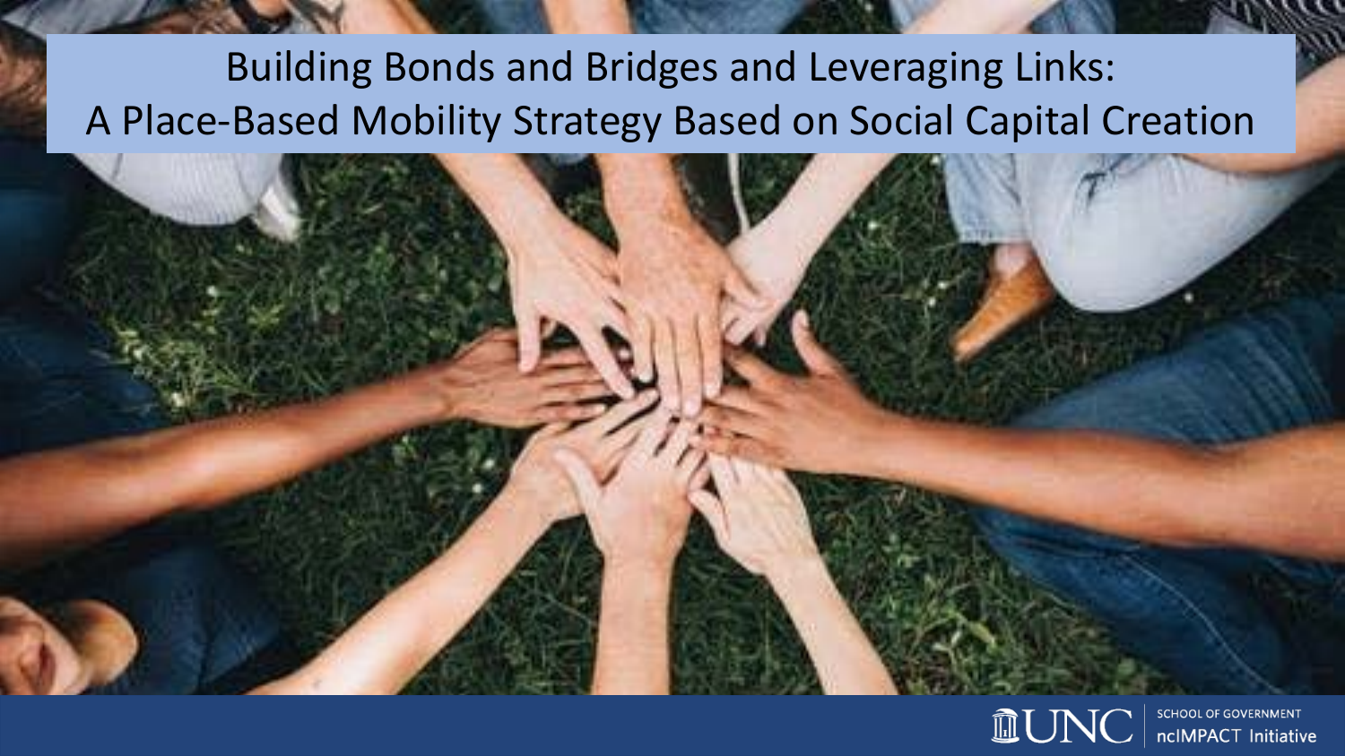# Building Bonds and Bridges and Leveraging Links: A Place-Based Mobility Strategy Based on Social Capital Creation

UNC SCHOOL OF GOVERNMENT
ncIMPACT Initiative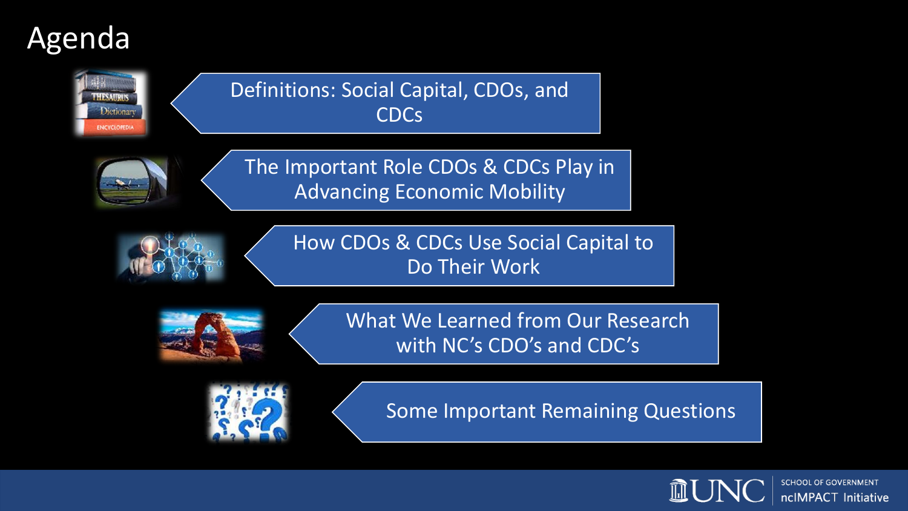# Agenda

- Definitions: Social Capital, CDOs, and CDCs
- The Important Role CDOs & CDCs Play in Advancing Economic Mobility
- How CDOs & CDCs Use Social Capital to Do Their Work
- What We Learned from Our Research with NC's CDO's and CDC's
- Some Important Remaining Questions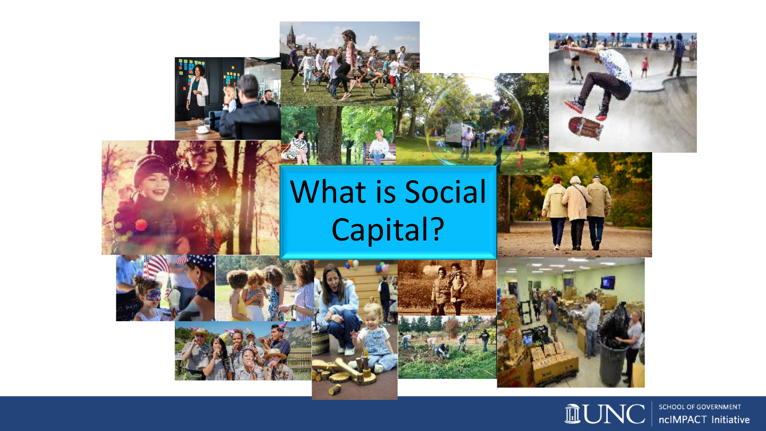# What is Social Capital?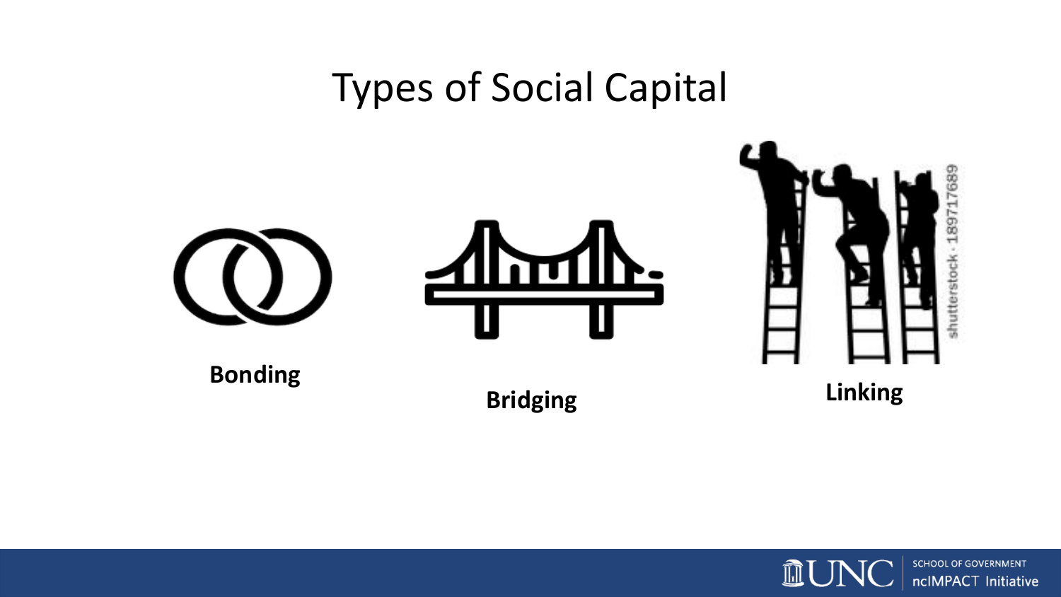# Types of Social Capital

**Bonding**

**Bridging**

**Linking**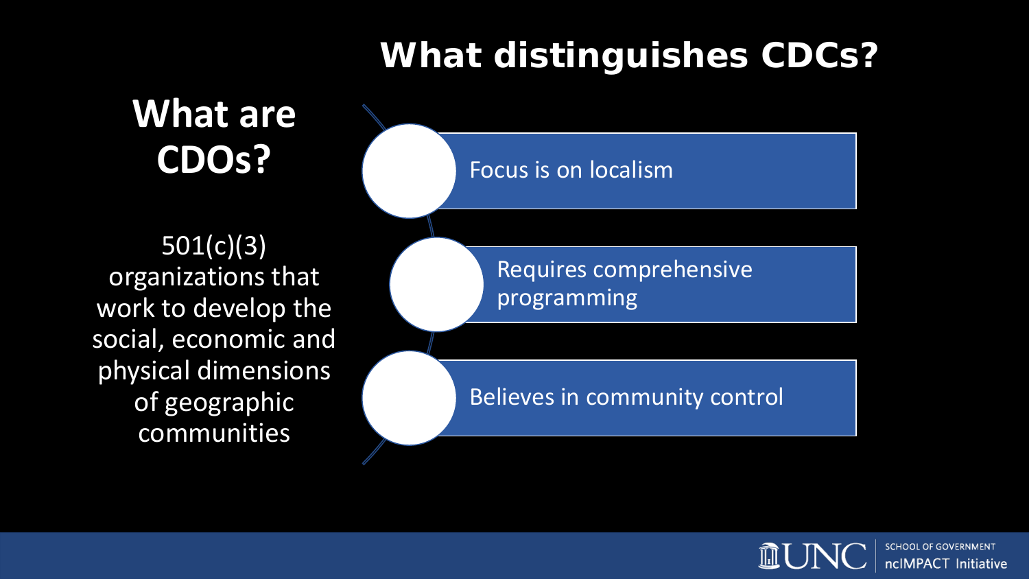## What are CDOs?

501(c)(3) organizations that work to develop the social, economic and physical dimensions of geographic communities

## What distinguishes CDCs?

- Focus is on localism
- Requires comprehensive programming
- Believes in community control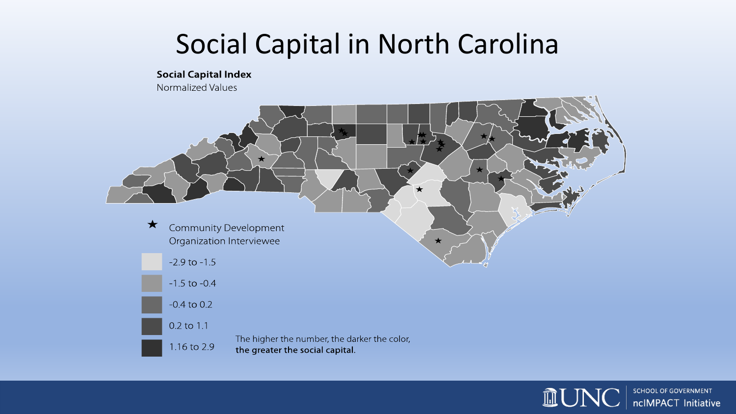# Social Capital in North Carolina

**Social Capital Index**
Normalized Values

★ Community Development Organization Interviewee

- -2.9 to -1.5
- -1.5 to -0.4
- -0.4 to 0.2
- 0.2 to 1.1
- 1.16 to 2.9

The higher the number, the darker the color, **the greater the social capital**.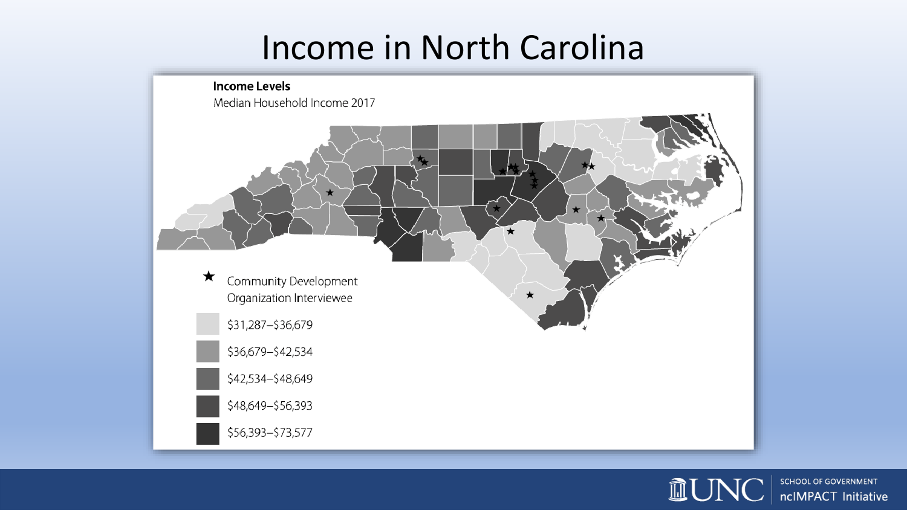# Income in North Carolina

**Income Levels**

Median Household Income 2017

★ Community Development Organization Interviewee

- $31,287–$36,679
- $36,679–$42,534
- $42,534–$48,649
- $48,649–$56,393
- $56,393–$73,577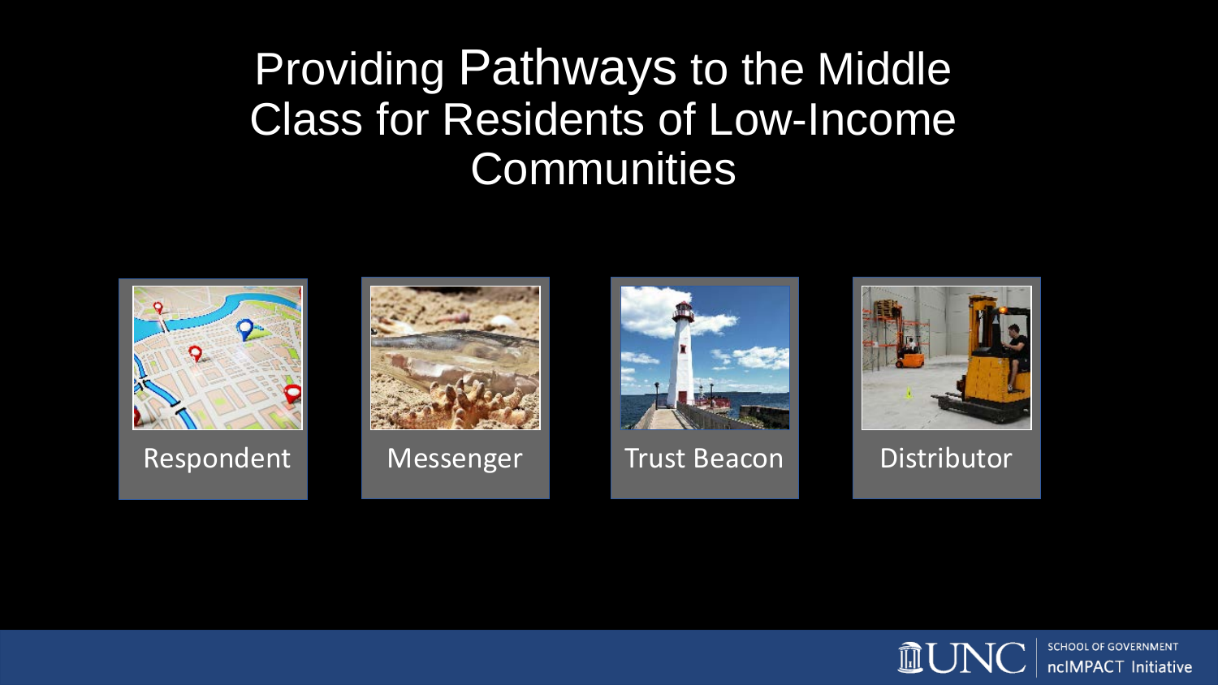# Providing Pathways to the Middle Class for Residents of Low-Income Communities

Respondent

Messenger

Trust Beacon

Distributor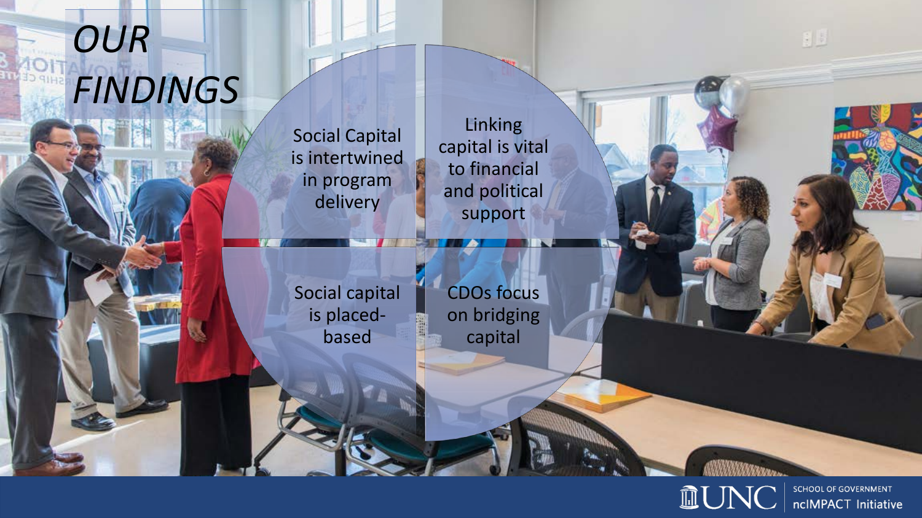# *OUR FINDINGS*

- Social Capital is intertwined in program delivery
- Linking capital is vital to financial and political support
- Social capital is placed-based
- CDOs focus on bridging capital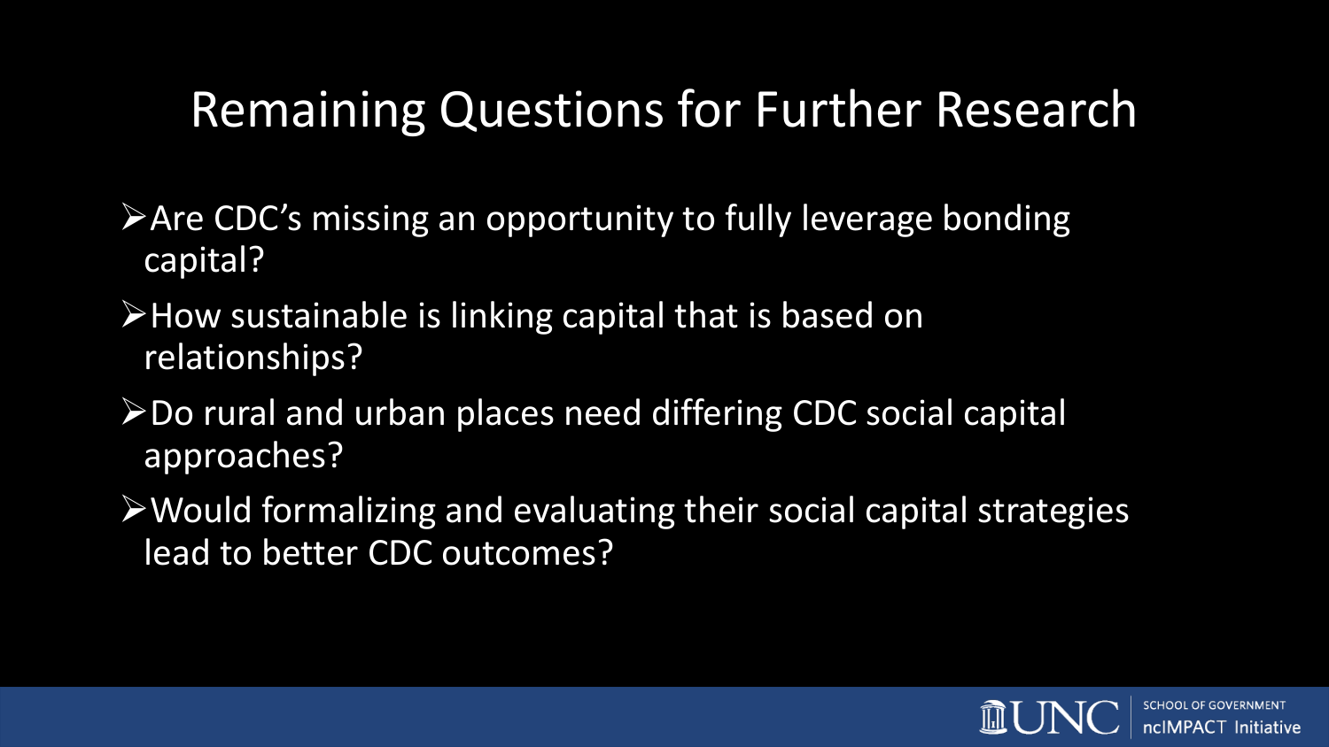# Remaining Questions for Further Research

- Are CDC's missing an opportunity to fully leverage bonding capital?
- How sustainable is linking capital that is based on relationships?
- Do rural and urban places need differing CDC social capital approaches?
- Would formalizing and evaluating their social capital strategies lead to better CDC outcomes?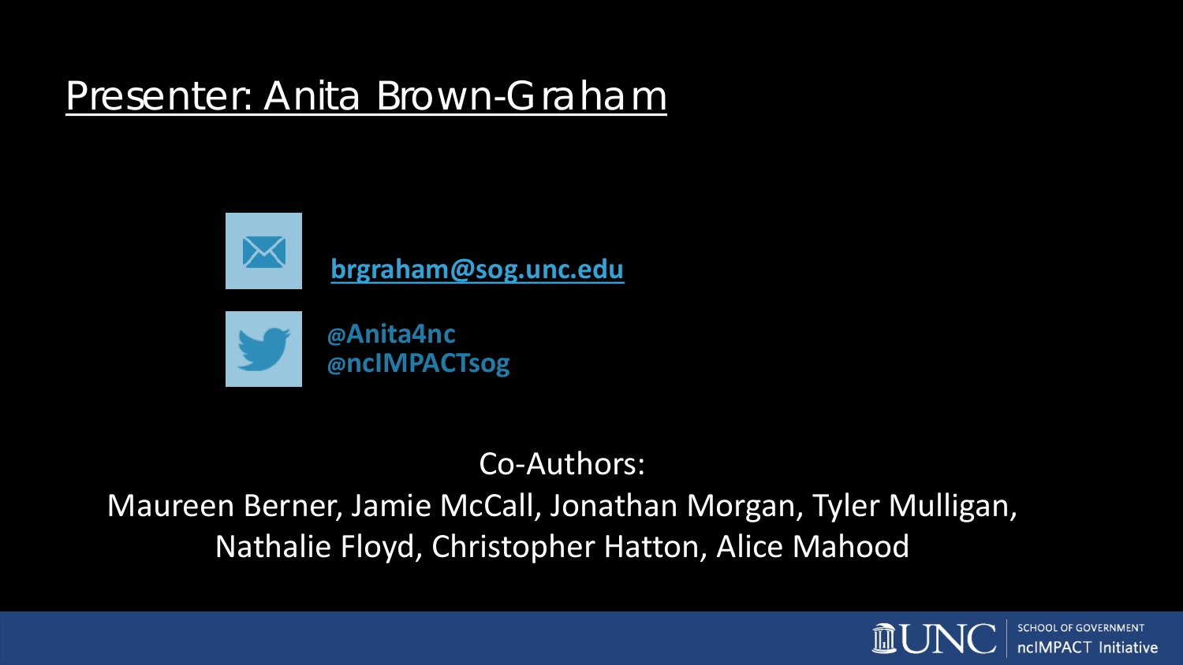# Presenter: Anita Brown-Graham

brgraham@sog.unc.edu

@Anita4nc
@ncIMPACTsog

Co-Authors:

Maureen Berner, Jamie McCall, Jonathan Morgan, Tyler Mulligan, Nathalie Floyd, Christopher Hatton, Alice Mahood

UNC SCHOOL OF GOVERNMENT ncIMPACT Initiative